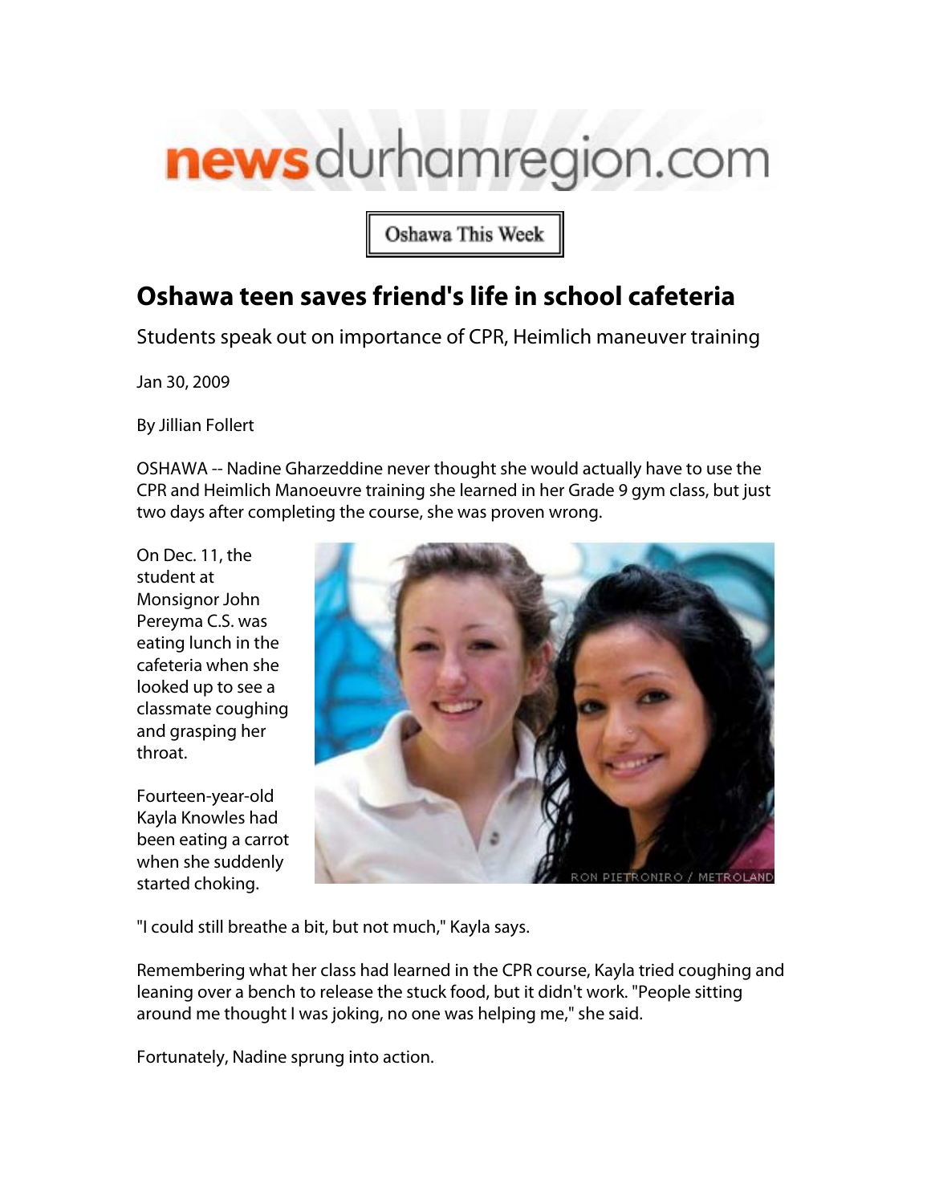newsdurhamregion.com

Oshawa This Week

# Oshawa teen saves friend's life in school cafeteria

Students speak out on importance of CPR, Heimlich maneuver training

Jan 30, 2009

By Jillian Follert

OSHAWA -- Nadine Gharzeddine never thought she would actually have to use the CPR and Heimlich Manoeuvre training she learned in her Grade 9 gym class, but just two days after completing the course, she was proven wrong.

On Dec. 11, the student at Monsignor John Pereyma C.S. was eating lunch in the cafeteria when she looked up to see a classmate coughing and grasping her throat.

Fourteen-year-old Kayla Knowles had been eating a carrot when she suddenly started choking.

RON PIETRONIRO / METROLAND

"I could still breathe a bit, but not much," Kayla says.

Remembering what her class had learned in the CPR course, Kayla tried coughing and leaning over a bench to release the stuck food, but it didn't work. "People sitting around me thought I was joking, no one was helping me," she said.

Fortunately, Nadine sprung into action.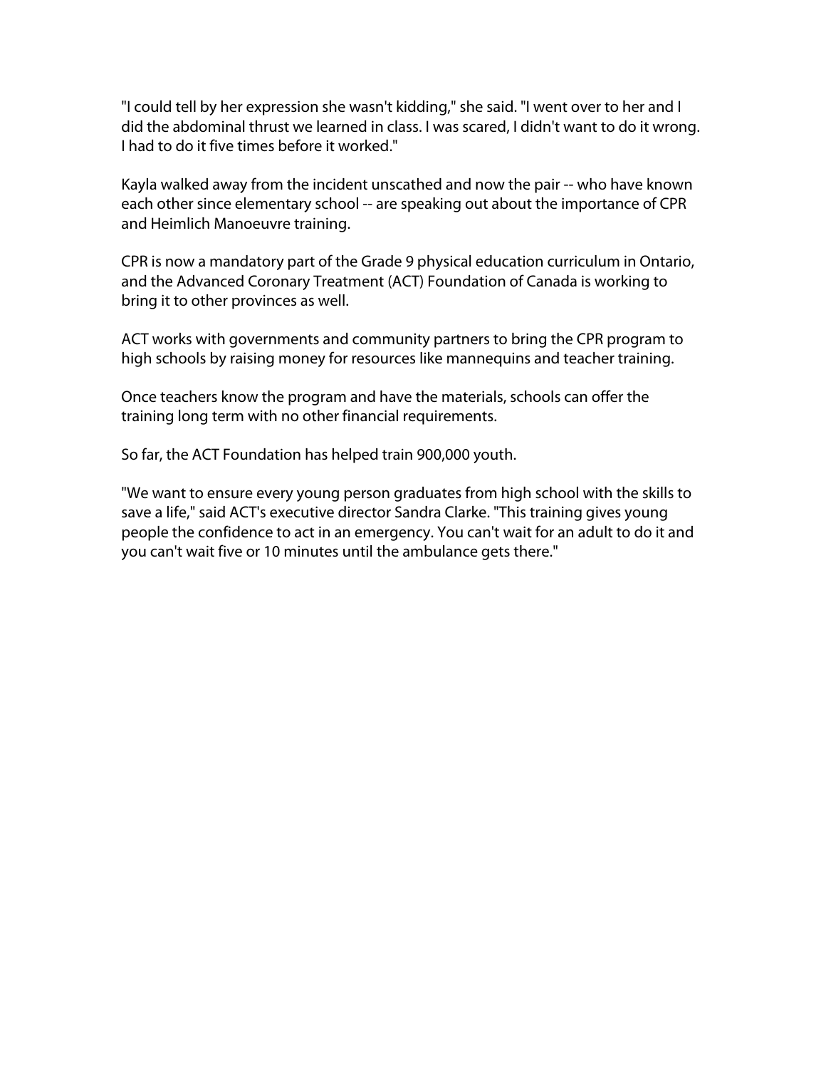"I could tell by her expression she wasn't kidding," she said. "I went over to her and I did the abdominal thrust we learned in class. I was scared, I didn't want to do it wrong. I had to do it five times before it worked."

Kayla walked away from the incident unscathed and now the pair -- who have known each other since elementary school -- are speaking out about the importance of CPR and Heimlich Manoeuvre training.

CPR is now a mandatory part of the Grade 9 physical education curriculum in Ontario, and the Advanced Coronary Treatment (ACT) Foundation of Canada is working to bring it to other provinces as well.

ACT works with governments and community partners to bring the CPR program to high schools by raising money for resources like mannequins and teacher training.

Once teachers know the program and have the materials, schools can offer the training long term with no other financial requirements.

So far, the ACT Foundation has helped train 900,000 youth.

"We want to ensure every young person graduates from high school with the skills to save a life," said ACT's executive director Sandra Clarke. "This training gives young people the confidence to act in an emergency. You can't wait for an adult to do it and you can't wait five or 10 minutes until the ambulance gets there."